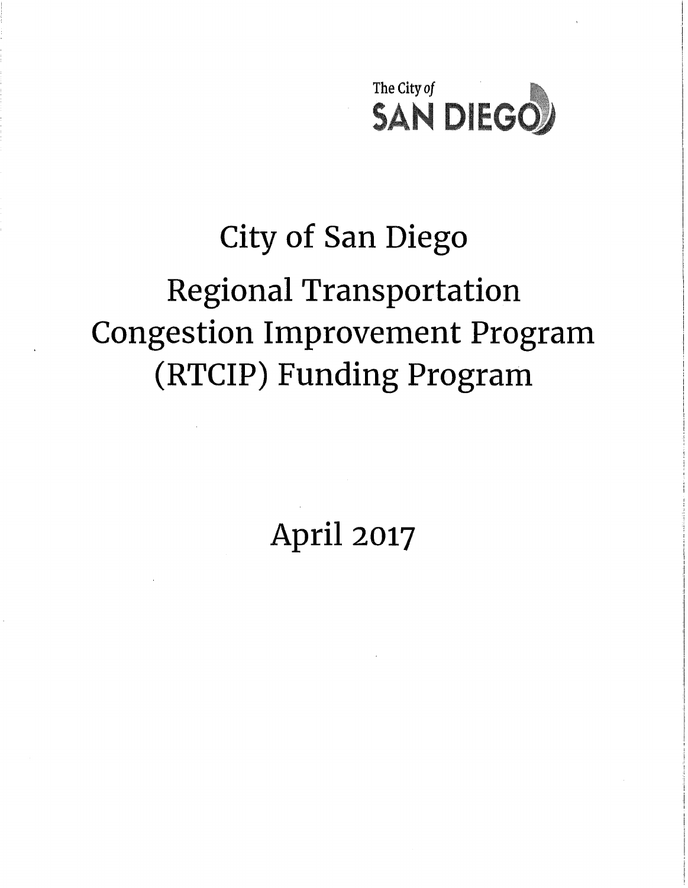The City of SAN DIEGO

# City of San Diego Regional Transportation Congestion Improvement Program (RTCIP) Funding Program

April 2017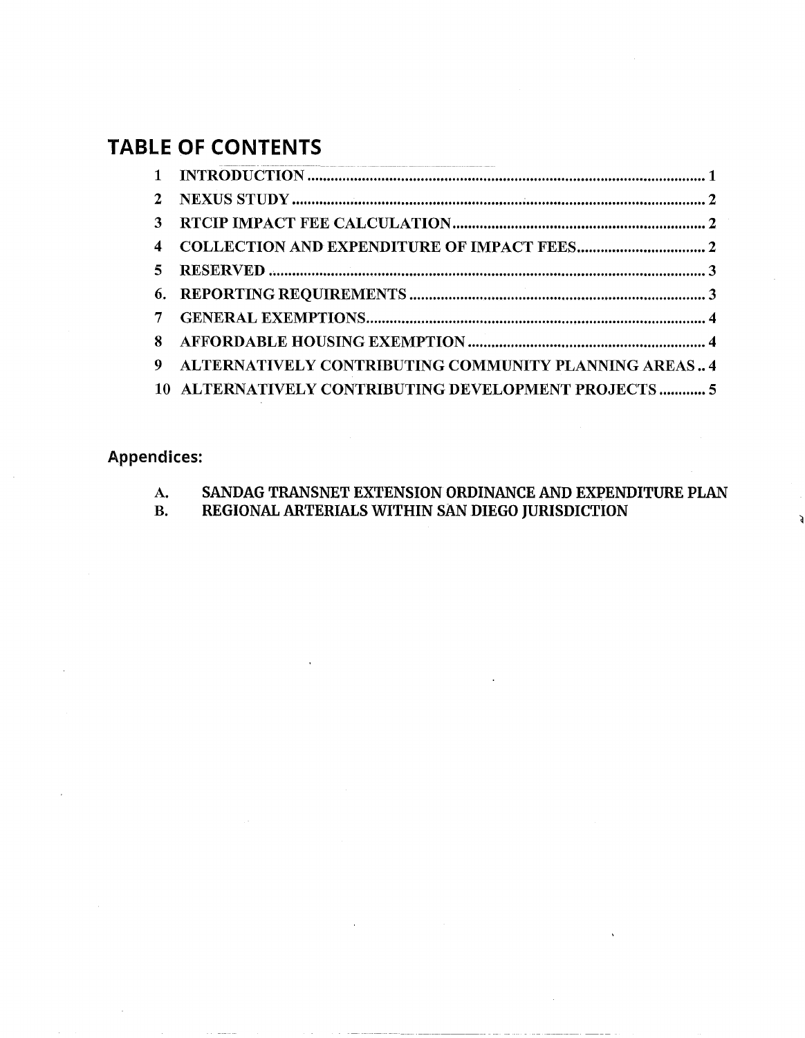# TABLE OF CONTENTS

| | | |
|---|---|---|
| 1 | INTRODUCTION | 1 |
| 2 | NEXUS STUDY | 2 |
| 3 | RTCIP IMPACT FEE CALCULATION | 2 |
| 4 | COLLECTION AND EXPENDITURE OF IMPACT FEES | 2 |
| 5 | RESERVED | 3 |
| 6. | REPORTING REQUIREMENTS | 3 |
| 7 | GENERAL EXEMPTIONS | 4 |
| 8 | AFFORDABLE HOUSING EXEMPTION | 4 |
| 9 | ALTERNATIVELY CONTRIBUTING COMMUNITY PLANNING AREAS | 4 |
| 10 | ALTERNATIVELY CONTRIBUTING DEVELOPMENT PROJECTS | 5 |

## Appendices:

A. SANDAG TRANSNET EXTENSION ORDINANCE AND EXPENDITURE PLAN

B. REGIONAL ARTERIALS WITHIN SAN DIEGO JURISDICTION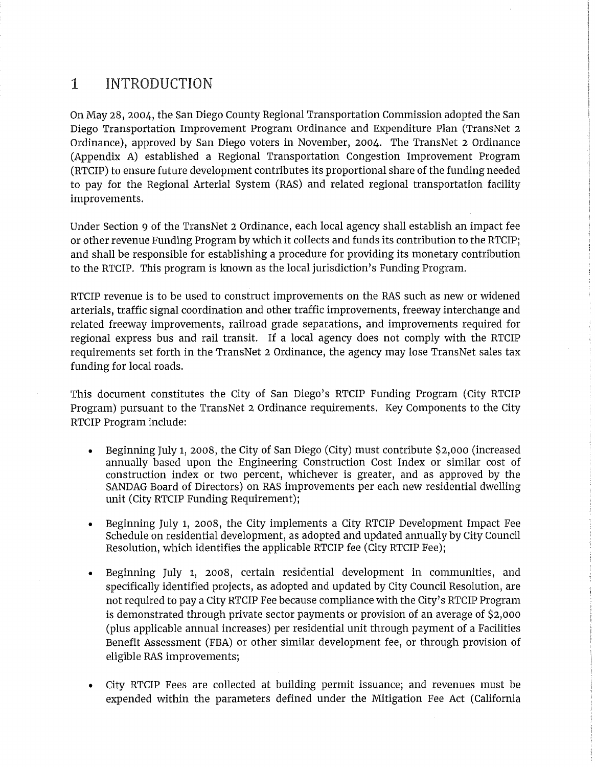# 1 INTRODUCTION

On May 28, 2004, the San Diego County Regional Transportation Commission adopted the San Diego Transportation Improvement Program Ordinance and Expenditure Plan (TransNet 2 Ordinance), approved by San Diego voters in November, 2004. The TransNet 2 Ordinance (Appendix A) established a Regional Transportation Congestion Improvement Program (RTCIP) to ensure future development contributes its proportional share of the funding needed to pay for the Regional Arterial System (RAS) and related regional transportation facility improvements.

Under Section 9 of the TransNet 2 Ordinance, each local agency shall establish an impact fee or other revenue Funding Program by which it collects and funds its contribution to the RTCIP; and shall be responsible for establishing a procedure for providing its monetary contribution to the RTCIP. This program is known as the local jurisdiction's Funding Program.

RTCIP revenue is to be used to construct improvements on the RAS such as new or widened arterials, traffic signal coordination and other traffic improvements, freeway interchange and related freeway improvements, railroad grade separations, and improvements required for regional express bus and rail transit. If a local agency does not comply with the RTCIP requirements set forth in the TransNet 2 Ordinance, the agency may lose TransNet sales tax funding for local roads.

This document constitutes the City of San Diego's RTCIP Funding Program (City RTCIP Program) pursuant to the TransNet 2 Ordinance requirements. Key Components to the City RTCIP Program include:

- Beginning July 1, 2008, the City of San Diego (City) must contribute $2,000 (increased annually based upon the Engineering Construction Cost Index or similar cost of construction index or two percent, whichever is greater, and as approved by the SANDAG Board of Directors) on RAS improvements per each new residential dwelling unit (City RTCIP Funding Requirement);

- Beginning July 1, 2008, the City implements a City RTCIP Development Impact Fee Schedule on residential development, as adopted and updated annually by City Council Resolution, which identifies the applicable RTCIP fee (City RTCIP Fee);

- Beginning July 1, 2008, certain residential development in communities, and specifically identified projects, as adopted and updated by City Council Resolution, are not required to pay a City RTCIP Fee because compliance with the City's RTCIP Program is demonstrated through private sector payments or provision of an average of $2,000 (plus applicable annual increases) per residential unit through payment of a Facilities Benefit Assessment (FBA) or other similar development fee, or through provision of eligible RAS improvements;

- City RTCIP Fees are collected at building permit issuance; and revenues must be expended within the parameters defined under the Mitigation Fee Act (California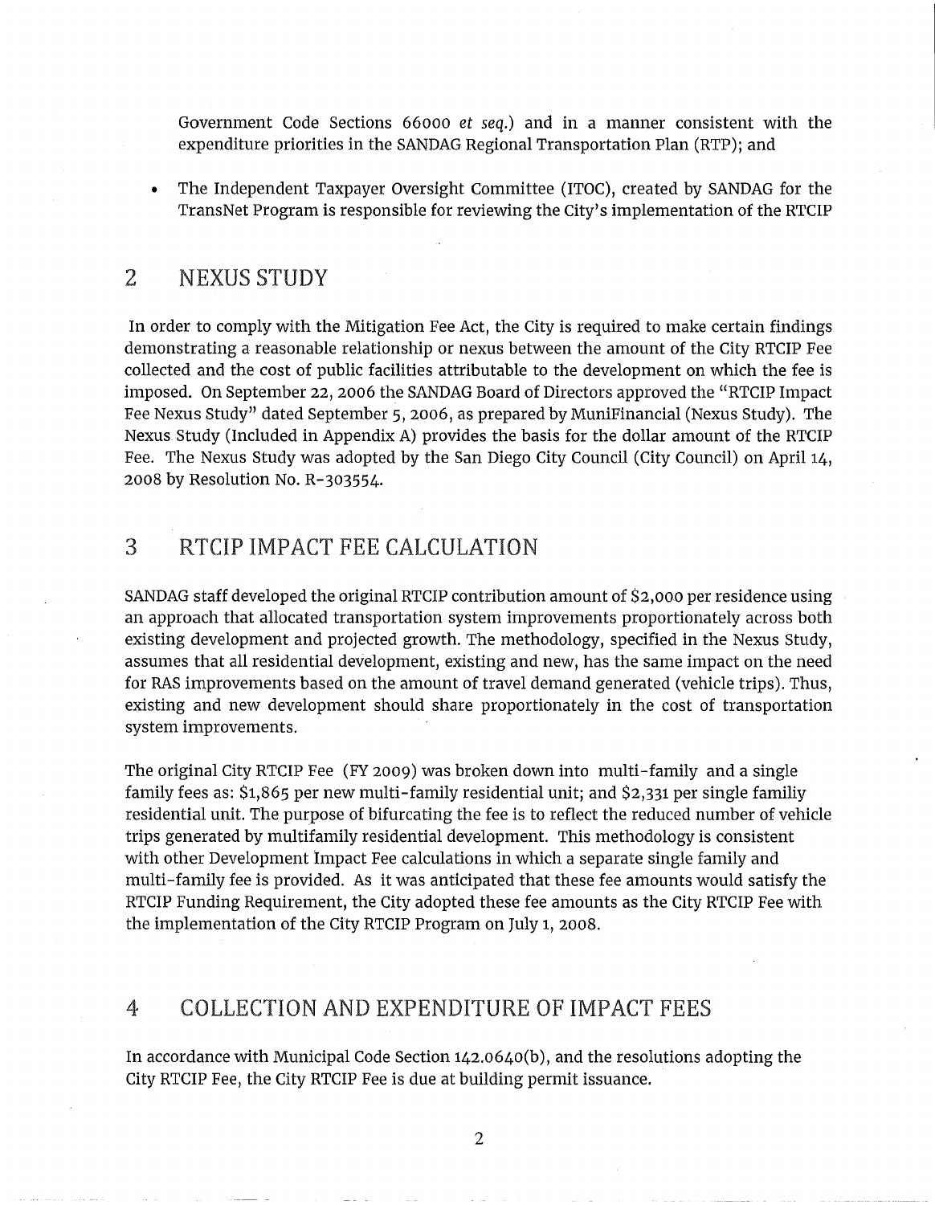Government Code Sections 66000 *et seq.*) and in a manner consistent with the expenditure priorities in the SANDAG Regional Transportation Plan (RTP); and

- The Independent Taxpayer Oversight Committee (ITOC), created by SANDAG for the TransNet Program is responsible for reviewing the City's implementation of the RTCIP

## 2 NEXUS STUDY

In order to comply with the Mitigation Fee Act, the City is required to make certain findings demonstrating a reasonable relationship or nexus between the amount of the City RTCIP Fee collected and the cost of public facilities attributable to the development on which the fee is imposed. On September 22, 2006 the SANDAG Board of Directors approved the "RTCIP Impact Fee Nexus Study" dated September 5, 2006, as prepared by MuniFinancial (Nexus Study). The Nexus Study (Included in Appendix A) provides the basis for the dollar amount of the RTCIP Fee. The Nexus Study was adopted by the San Diego City Council (City Council) on April 14, 2008 by Resolution No. R-303554.

## 3 RTCIP IMPACT FEE CALCULATION

SANDAG staff developed the original RTCIP contribution amount of $2,000 per residence using an approach that allocated transportation system improvements proportionately across both existing development and projected growth. The methodology, specified in the Nexus Study, assumes that all residential development, existing and new, has the same impact on the need for RAS improvements based on the amount of travel demand generated (vehicle trips). Thus, existing and new development should share proportionately in the cost of transportation system improvements.

The original City RTCIP Fee (FY 2009) was broken down into multi-family and a single family fees as: $1,865 per new multi-family residential unit; and $2,331 per single familiy residential unit. The purpose of bifurcating the fee is to reflect the reduced number of vehicle trips generated by multifamily residential development. This methodology is consistent with other Development Impact Fee calculations in which a separate single family and multi-family fee is provided. As it was anticipated that these fee amounts would satisfy the RTCIP Funding Requirement, the City adopted these fee amounts as the City RTCIP Fee with the implementation of the City RTCIP Program on July 1, 2008.

## 4 COLLECTION AND EXPENDITURE OF IMPACT FEES

In accordance with Municipal Code Section 142.0640(b), and the resolutions adopting the City RTCIP Fee, the City RTCIP Fee is due at building permit issuance.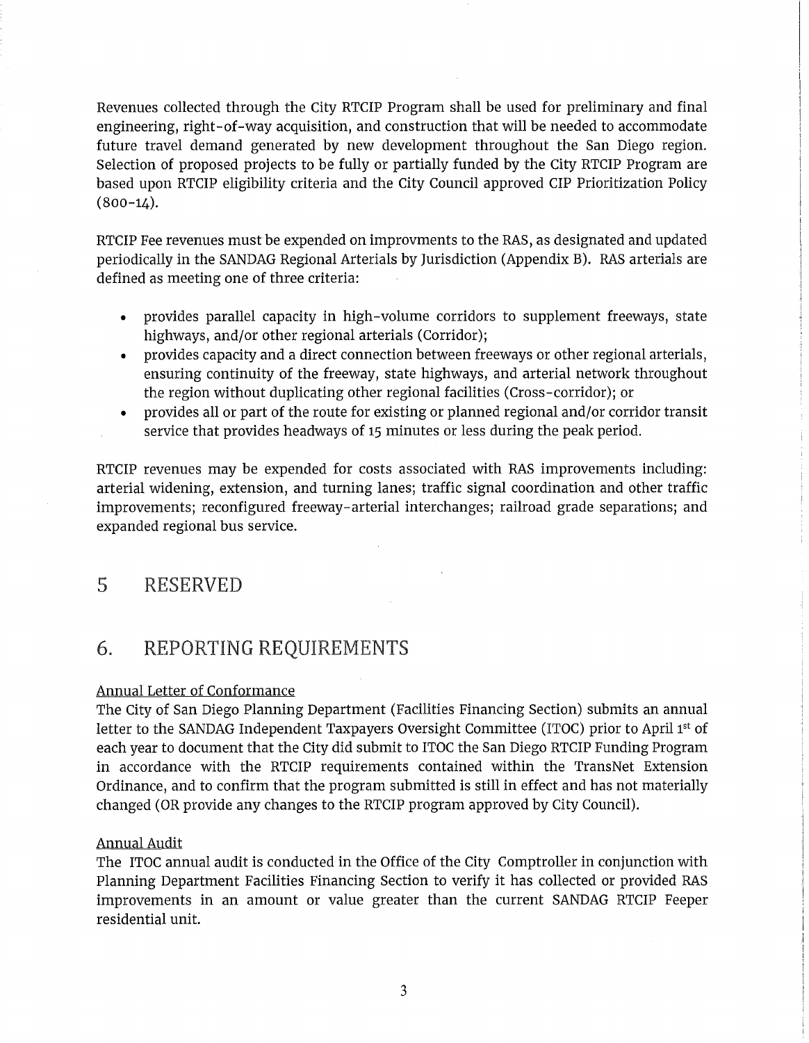Revenues collected through the City RTCIP Program shall be used for preliminary and final engineering, right-of-way acquisition, and construction that will be needed to accommodate future travel demand generated by new development throughout the San Diego region. Selection of proposed projects to be fully or partially funded by the City RTCIP Program are based upon RTCIP eligibility criteria and the City Council approved CIP Prioritization Policy (800-14).

RTCIP Fee revenues must be expended on improvments to the RAS, as designated and updated periodically in the SANDAG Regional Arterials by Jurisdiction (Appendix B). RAS arterials are defined as meeting one of three criteria:

- provides parallel capacity in high-volume corridors to supplement freeways, state highways, and/or other regional arterials (Corridor);
- provides capacity and a direct connection between freeways or other regional arterials, ensuring continuity of the freeway, state highways, and arterial network throughout the region without duplicating other regional facilities (Cross-corridor); or
- provides all or part of the route for existing or planned regional and/or corridor transit service that provides headways of 15 minutes or less during the peak period.

RTCIP revenues may be expended for costs associated with RAS improvements including: arterial widening, extension, and turning lanes; traffic signal coordination and other traffic improvements; reconfigured freeway-arterial interchanges; railroad grade separations; and expanded regional bus service.

# 5 RESERVED

# 6. REPORTING REQUIREMENTS

Annual Letter of Conformance

The City of San Diego Planning Department (Facilities Financing Section) submits an annual letter to the SANDAG Independent Taxpayers Oversight Committee (ITOC) prior to April 1st of each year to document that the City did submit to ITOC the San Diego RTCIP Funding Program in accordance with the RTCIP requirements contained within the TransNet Extension Ordinance, and to confirm that the program submitted is still in effect and has not materially changed (OR provide any changes to the RTCIP program approved by City Council).

Annual Audit

The ITOC annual audit is conducted in the Office of the City Comptroller in conjunction with Planning Department Facilities Financing Section to verify it has collected or provided RAS improvements in an amount or value greater than the current SANDAG RTCIP Feeper residential unit.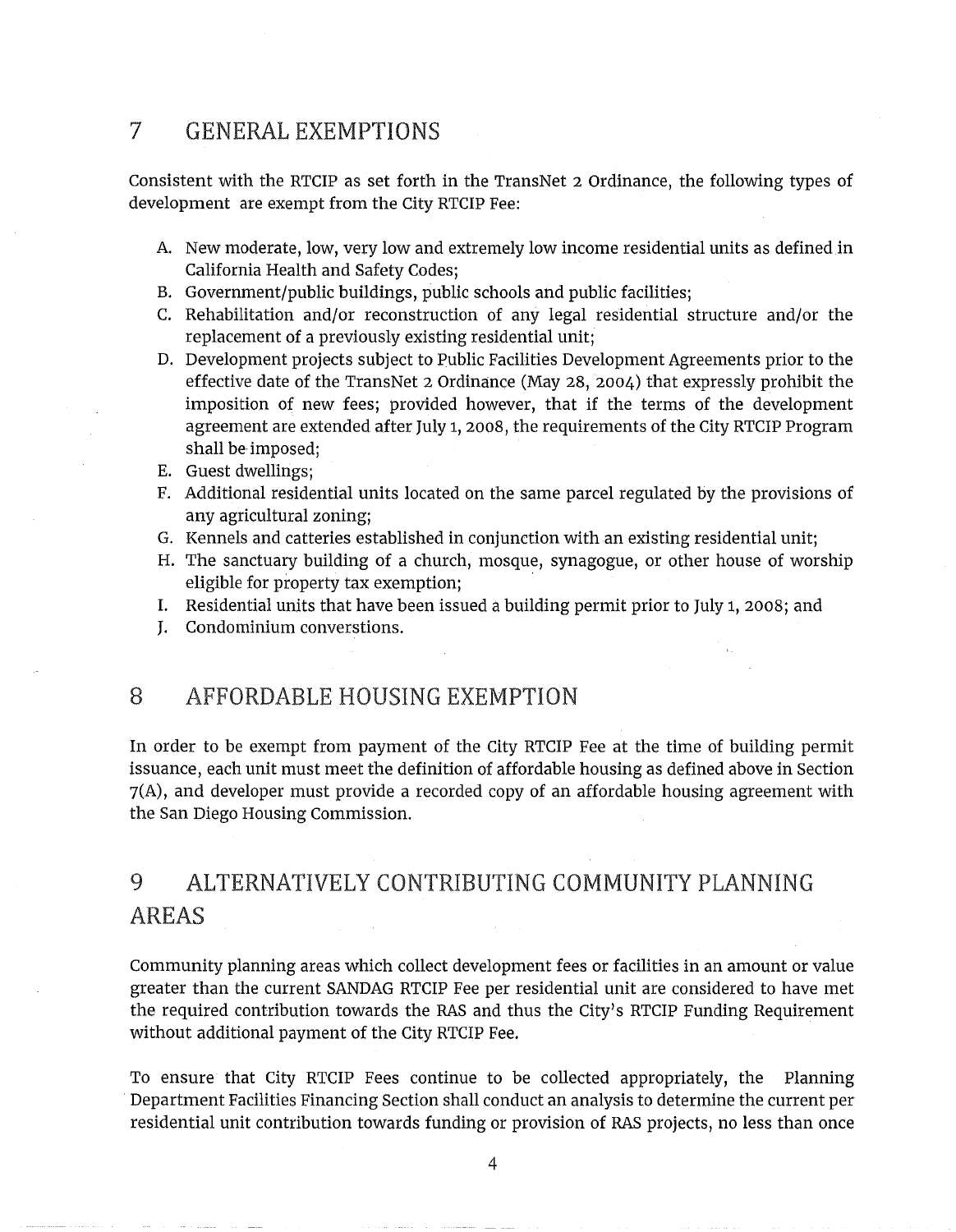## 7 GENERAL EXEMPTIONS

Consistent with the RTCIP as set forth in the TransNet 2 Ordinance, the following types of development are exempt from the City RTCIP Fee:

A. New moderate, low, very low and extremely low income residential units as defined in California Health and Safety Codes;
B. Government/public buildings, public schools and public facilities;
C. Rehabilitation and/or reconstruction of any legal residential structure and/or the replacement of a previously existing residential unit;
D. Development projects subject to Public Facilities Development Agreements prior to the effective date of the TransNet 2 Ordinance (May 28, 2004) that expressly prohibit the imposition of new fees; provided however, that if the terms of the development agreement are extended after July 1, 2008, the requirements of the City RTCIP Program shall be imposed;
E. Guest dwellings;
F. Additional residential units located on the same parcel regulated by the provisions of any agricultural zoning;
G. Kennels and catteries established in conjunction with an existing residential unit;
H. The sanctuary building of a church, mosque, synagogue, or other house of worship eligible for property tax exemption;
I. Residential units that have been issued a building permit prior to July 1, 2008; and
J. Condominium converstions.

## 8 AFFORDABLE HOUSING EXEMPTION

In order to be exempt from payment of the City RTCIP Fee at the time of building permit issuance, each unit must meet the definition of affordable housing as defined above in Section 7(A), and developer must provide a recorded copy of an affordable housing agreement with the San Diego Housing Commission.

## 9 ALTERNATIVELY CONTRIBUTING COMMUNITY PLANNING AREAS

Community planning areas which collect development fees or facilities in an amount or value greater than the current SANDAG RTCIP Fee per residential unit are considered to have met the required contribution towards the RAS and thus the City's RTCIP Funding Requirement without additional payment of the City RTCIP Fee.

To ensure that City RTCIP Fees continue to be collected appropriately, the Planning Department Facilities Financing Section shall conduct an analysis to determine the current per residential unit contribution towards funding or provision of RAS projects, no less than once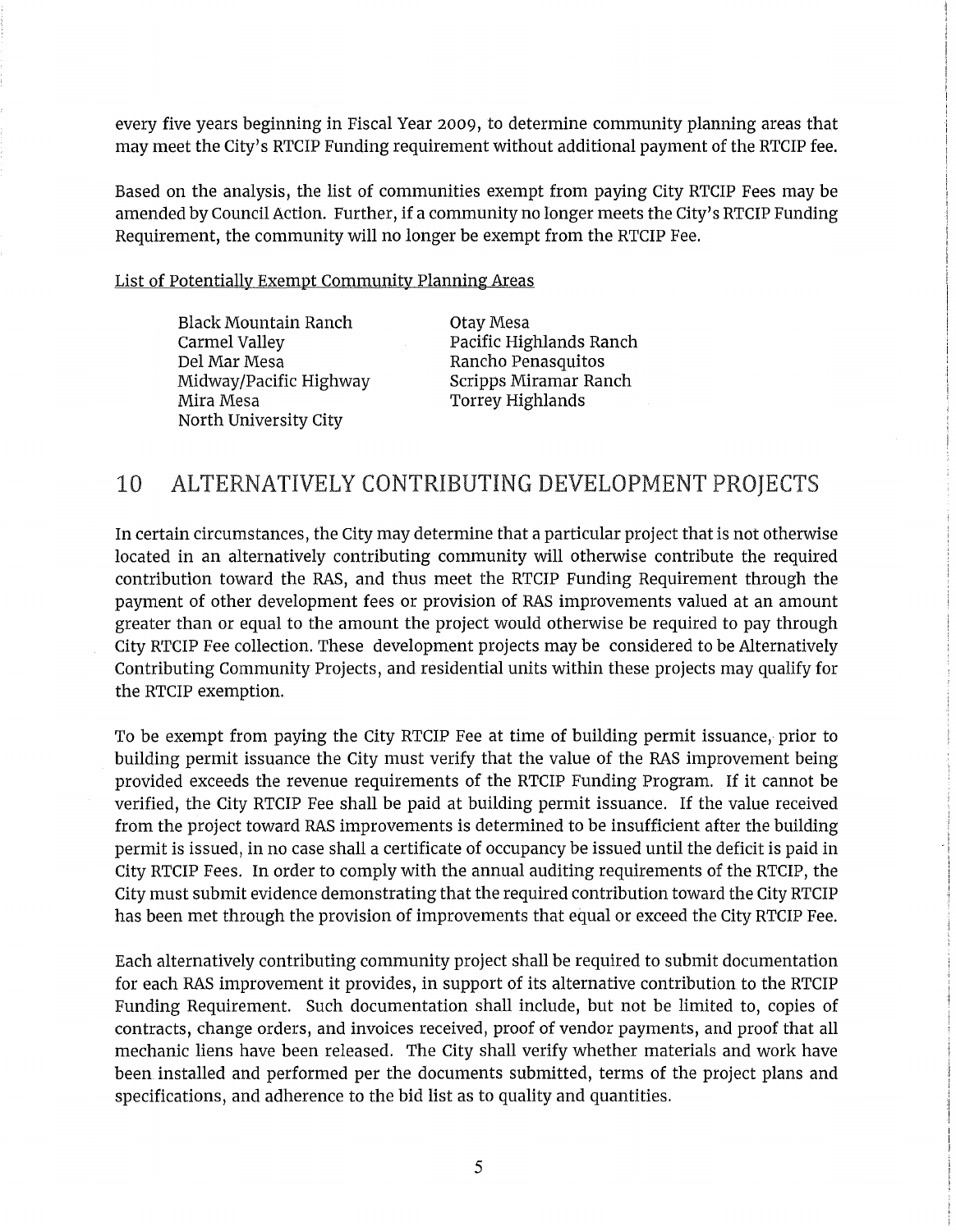every five years beginning in Fiscal Year 2009, to determine community planning areas that may meet the City's RTCIP Funding requirement without additional payment of the RTCIP fee.

Based on the analysis, the list of communities exempt from paying City RTCIP Fees may be amended by Council Action. Further, if a community no longer meets the City's RTCIP Funding Requirement, the community will no longer be exempt from the RTCIP Fee.

<u>List of Potentially Exempt Community Planning Areas</u>

- Black Mountain Ranch
- Carmel Valley
- Del Mar Mesa
- Midway/Pacific Highway
- Mira Mesa
- North University City
- Otay Mesa
- Pacific Highlands Ranch
- Rancho Penasquitos
- Scripps Miramar Ranch
- Torrey Highlands

## 10 ALTERNATIVELY CONTRIBUTING DEVELOPMENT PROJECTS

In certain circumstances, the City may determine that a particular project that is not otherwise located in an alternatively contributing community will otherwise contribute the required contribution toward the RAS, and thus meet the RTCIP Funding Requirement through the payment of other development fees or provision of RAS improvements valued at an amount greater than or equal to the amount the project would otherwise be required to pay through City RTCIP Fee collection. These development projects may be considered to be Alternatively Contributing Community Projects, and residential units within these projects may qualify for the RTCIP exemption.

To be exempt from paying the City RTCIP Fee at time of building permit issuance, prior to building permit issuance the City must verify that the value of the RAS improvement being provided exceeds the revenue requirements of the RTCIP Funding Program. If it cannot be verified, the City RTCIP Fee shall be paid at building permit issuance. If the value received from the project toward RAS improvements is determined to be insufficient after the building permit is issued, in no case shall a certificate of occupancy be issued until the deficit is paid in City RTCIP Fees. In order to comply with the annual auditing requirements of the RTCIP, the City must submit evidence demonstrating that the required contribution toward the City RTCIP has been met through the provision of improvements that equal or exceed the City RTCIP Fee.

Each alternatively contributing community project shall be required to submit documentation for each RAS improvement it provides, in support of its alternative contribution to the RTCIP Funding Requirement. Such documentation shall include, but not be limited to, copies of contracts, change orders, and invoices received, proof of vendor payments, and proof that all mechanic liens have been released. The City shall verify whether materials and work have been installed and performed per the documents submitted, terms of the project plans and specifications, and adherence to the bid list as to quality and quantities.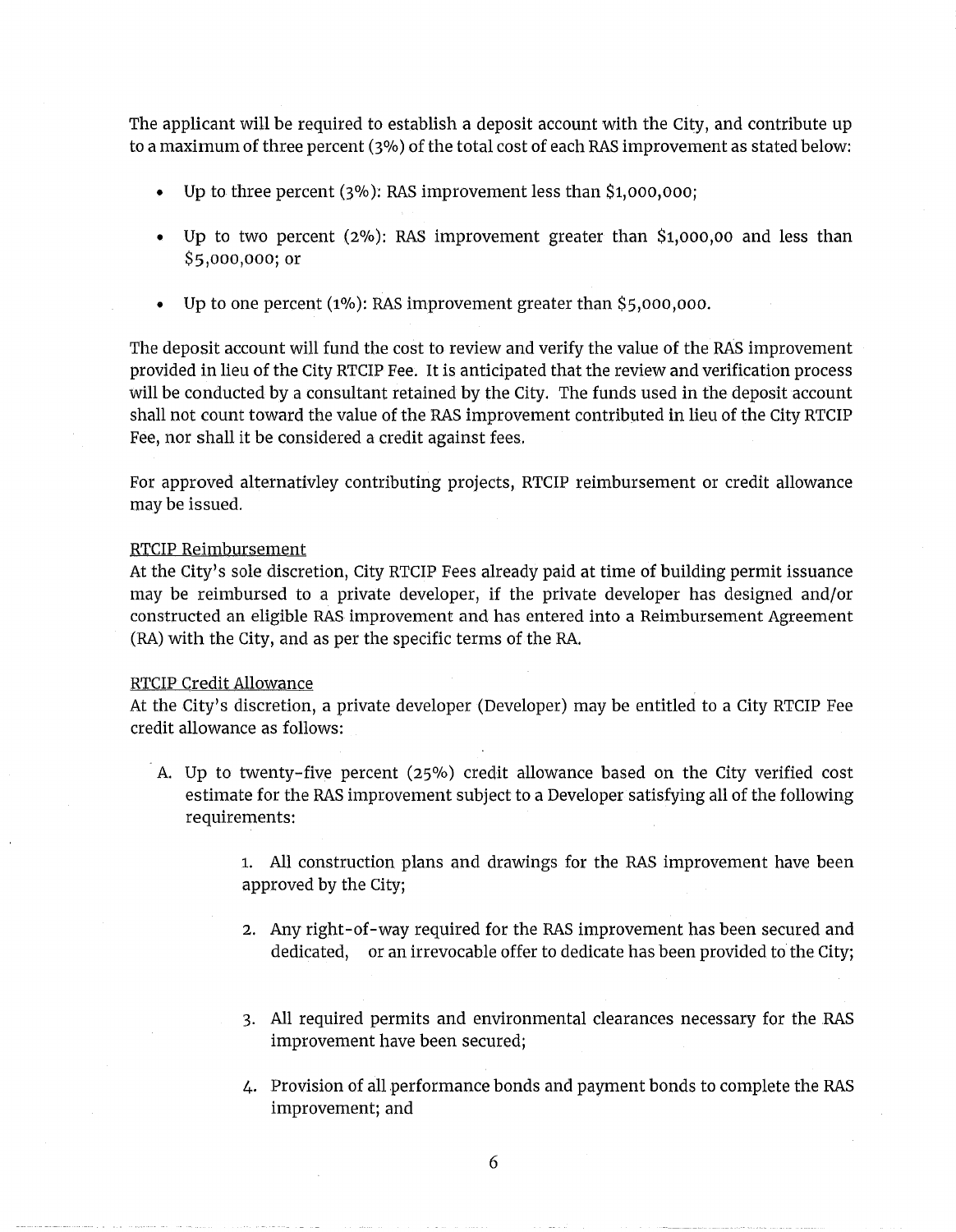The applicant will be required to establish a deposit account with the City, and contribute up to a maximum of three percent (3%) of the total cost of each RAS improvement as stated below:

- Up to three percent (3%): RAS improvement less than $1,000,000;
- Up to two percent (2%): RAS improvement greater than $1,000,00 and less than $5,000,000; or
- Up to one percent (1%): RAS improvement greater than $5,000,000.

The deposit account will fund the cost to review and verify the value of the RAS improvement provided in lieu of the City RTCIP Fee. It is anticipated that the review and verification process will be conducted by a consultant retained by the City. The funds used in the deposit account shall not count toward the value of the RAS improvement contributed in lieu of the City RTCIP Fee, nor shall it be considered a credit against fees.

For approved alternativley contributing projects, RTCIP reimbursement or credit allowance may be issued.

<u>RTCIP Reimbursement</u>
At the City's sole discretion, City RTCIP Fees already paid at time of building permit issuance may be reimbursed to a private developer, if the private developer has designed and/or constructed an eligible RAS improvement and has entered into a Reimbursement Agreement (RA) with the City, and as per the specific terms of the RA.

<u>RTCIP Credit Allowance</u>
At the City's discretion, a private developer (Developer) may be entitled to a City RTCIP Fee credit allowance as follows:

A. Up to twenty-five percent (25%) credit allowance based on the City verified cost estimate for the RAS improvement subject to a Developer satisfying all of the following requirements:

   1. All construction plans and drawings for the RAS improvement have been approved by the City;

   2. Any right-of-way required for the RAS improvement has been secured and dedicated, or an irrevocable offer to dedicate has been provided to the City;

   3. All required permits and environmental clearances necessary for the RAS improvement have been secured;

   4. Provision of all performance bonds and payment bonds to complete the RAS improvement; and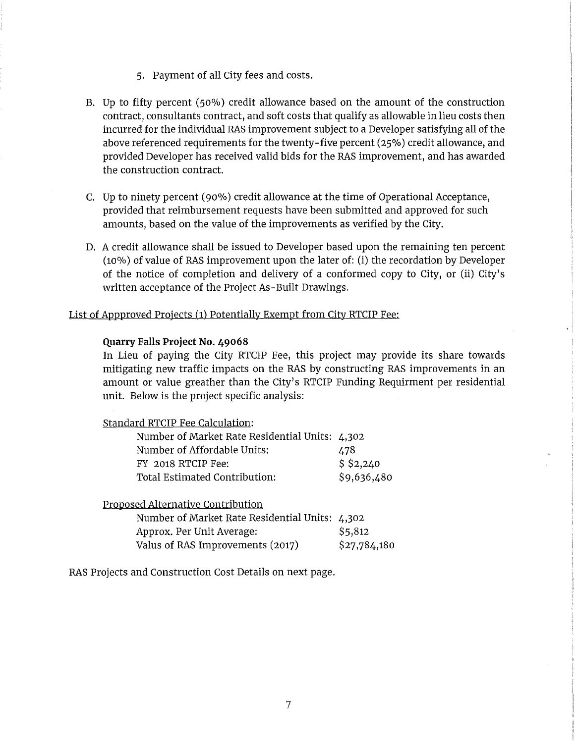5. Payment of all City fees and costs.

B. Up to fifty percent (50%) credit allowance based on the amount of the construction contract, consultants contract, and soft costs that qualify as allowable in lieu costs then incurred for the individual RAS improvement subject to a Developer satisfying all of the above referenced requirements for the twenty-five percent (25%) credit allowance, and provided Developer has received valid bids for the RAS improvement, and has awarded the construction contract.

C. Up to ninety percent (90%) credit allowance at the time of Operational Acceptance, provided that reimbursement requests have been submitted and approved for such amounts, based on the value of the improvements as verified by the City.

D. A credit allowance shall be issued to Developer based upon the remaining ten percent (10%) of value of RAS improvement upon the later of: (i) the recordation by Developer of the notice of completion and delivery of a conformed copy to City, or (ii) City's written acceptance of the Project As-Built Drawings.

List of Appproved Projects (1) Potentially Exempt from City RTCIP Fee:

**Quarry Falls Project No. 49068**

In Lieu of paying the City RTCIP Fee, this project may provide its share towards mitigating new traffic impacts on the RAS by constructing RAS improvements in an amount or value greather than the City's RTCIP Funding Requirment per residential unit. Below is the project specific analysis:

Standard RTCIP Fee Calculation:

| | |
|---|---|
| Number of Market Rate Residential Units: | 4,302 |
| Number of Affordable Units: | 478 |
| FY 2018 RTCIP Fee: | $ $2,240 |
| Total Estimated Contribution: | $9,636,480 |

Proposed Alternative Contribution

| | |
|---|---|
| Number of Market Rate Residential Units: | 4,302 |
| Approx. Per Unit Average: | $5,812 |
| Valus of RAS Improvements (2017) | $27,784,180 |

RAS Projects and Construction Cost Details on next page.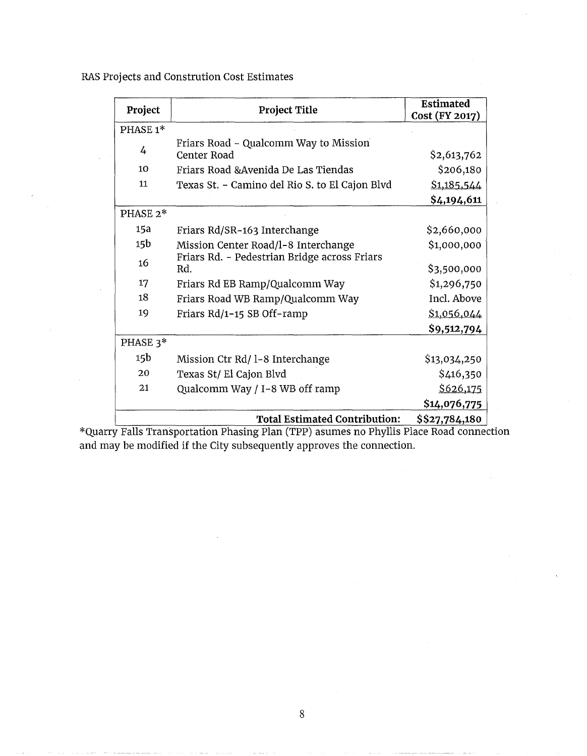RAS Projects and Constrution Cost Estimates

| Project | Project Title | Estimated Cost (FY 2017) |
|---|---|---|
| PHASE 1* | | |
| 4 | Friars Road - Qualcomm Way to Mission Center Road | $2,613,762 |
| 10 | Friars Road &Avenida De Las Tiendas | $206,180 |
| 11 | Texas St. - Camino del Rio S. to El Cajon Blvd | $1,185,544 |
| | | **$4,194,611** |
| PHASE 2* | | |
| 15a | Friars Rd/SR-163 Interchange | $2,660,000 |
| 15b | Mission Center Road/I-8 Interchange | $1,000,000 |
| 16 | Friars Rd. - Pedestrian Bridge across Friars Rd. | $3,500,000 |
| 17 | Friars Rd EB Ramp/Qualcomm Way | $1,296,750 |
| 18 | Friars Road WB Ramp/Qualcomm Way | Incl. Above |
| 19 | Friars Rd/1-15 SB Off-ramp | $1,056,044 |
| | | **$9,512,794** |
| PHASE 3* | | |
| 15b | Mission Ctr Rd/ I-8 Interchange | $13,034,250 |
| 20 | Texas St/ El Cajon Blvd | $416,350 |
| 21 | Qualcomm Way / I-8 WB off ramp | $626,175 |
| | | **$14,076,775** |
| | **Total Estimated Contribution:** | **$$27,784,180** |

*Quarry Falls Transportation Phasing Plan (TPP) asumes no Phyllis Place Road connection and may be modified if the City subsequently approves the connection.